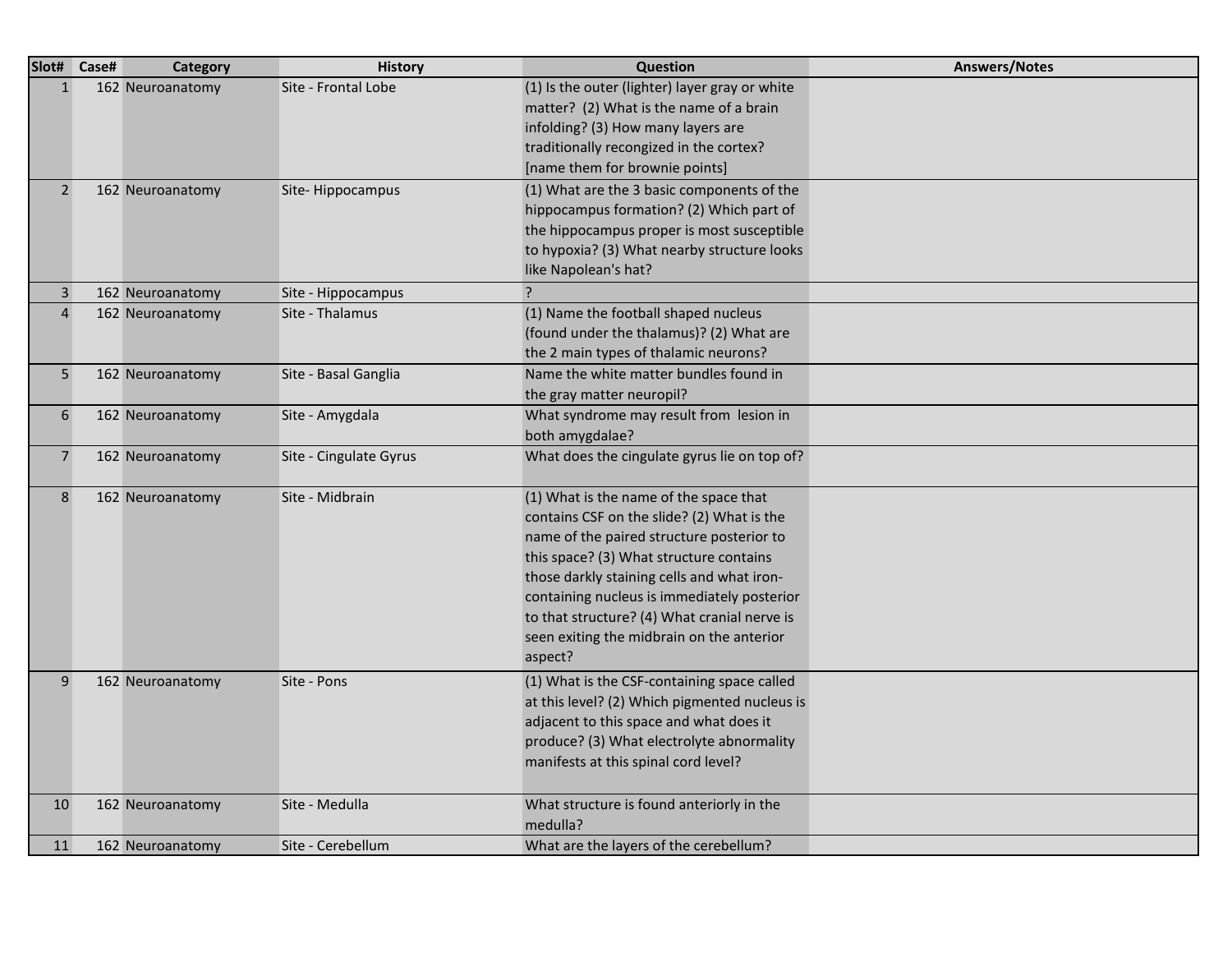| Slot# | Case# | Category | History | Question | Answers/Notes |
|---|---|---|---|---|---|
| 1 | 162 | Neuroanatomy | Site - Frontal Lobe | (1) Is the outer (lighter) layer gray or white matter? (2) What is the name of a brain infolding? (3) How many layers are traditionally recongized in the cortex? [name them for brownie points] | |
| 2 | 162 | Neuroanatomy | Site- Hippocampus | (1) What are the 3 basic components of the hippocampus formation? (2) Which part of the hippocampus proper is most susceptible to hypoxia? (3) What nearby structure looks like Napolean's hat? | |
| 3 | 162 | Neuroanatomy | Site - Hippocampus | ? | |
| 4 | 162 | Neuroanatomy | Site - Thalamus | (1) Name the football shaped nucleus (found under the thalamus)? (2) What are the 2 main types of thalamic neurons? | |
| 5 | 162 | Neuroanatomy | Site - Basal Ganglia | Name the white matter bundles found in the gray matter neuropil? | |
| 6 | 162 | Neuroanatomy | Site - Amygdala | What syndrome may result from lesion in both amygdalae? | |
| 7 | 162 | Neuroanatomy | Site - Cingulate Gyrus | What does the cingulate gyrus lie on top of? | |
| 8 | 162 | Neuroanatomy | Site - Midbrain | (1) What is the name of the space that contains CSF on the slide? (2) What is the name of the paired structure posterior to this space? (3) What structure contains those darkly staining cells and what iron-containing nucleus is immediately posterior to that structure? (4) What cranial nerve is seen exiting the midbrain on the anterior aspect? | |
| 9 | 162 | Neuroanatomy | Site - Pons | (1) What is the CSF-containing space called at this level? (2) Which pigmented nucleus is adjacent to this space and what does it produce? (3) What electrolyte abnormality manifests at this spinal cord level? | |
| 10 | 162 | Neuroanatomy | Site - Medulla | What structure is found anteriorly in the medulla? | |
| 11 | 162 | Neuroanatomy | Site - Cerebellum | What are the layers of the cerebellum? | |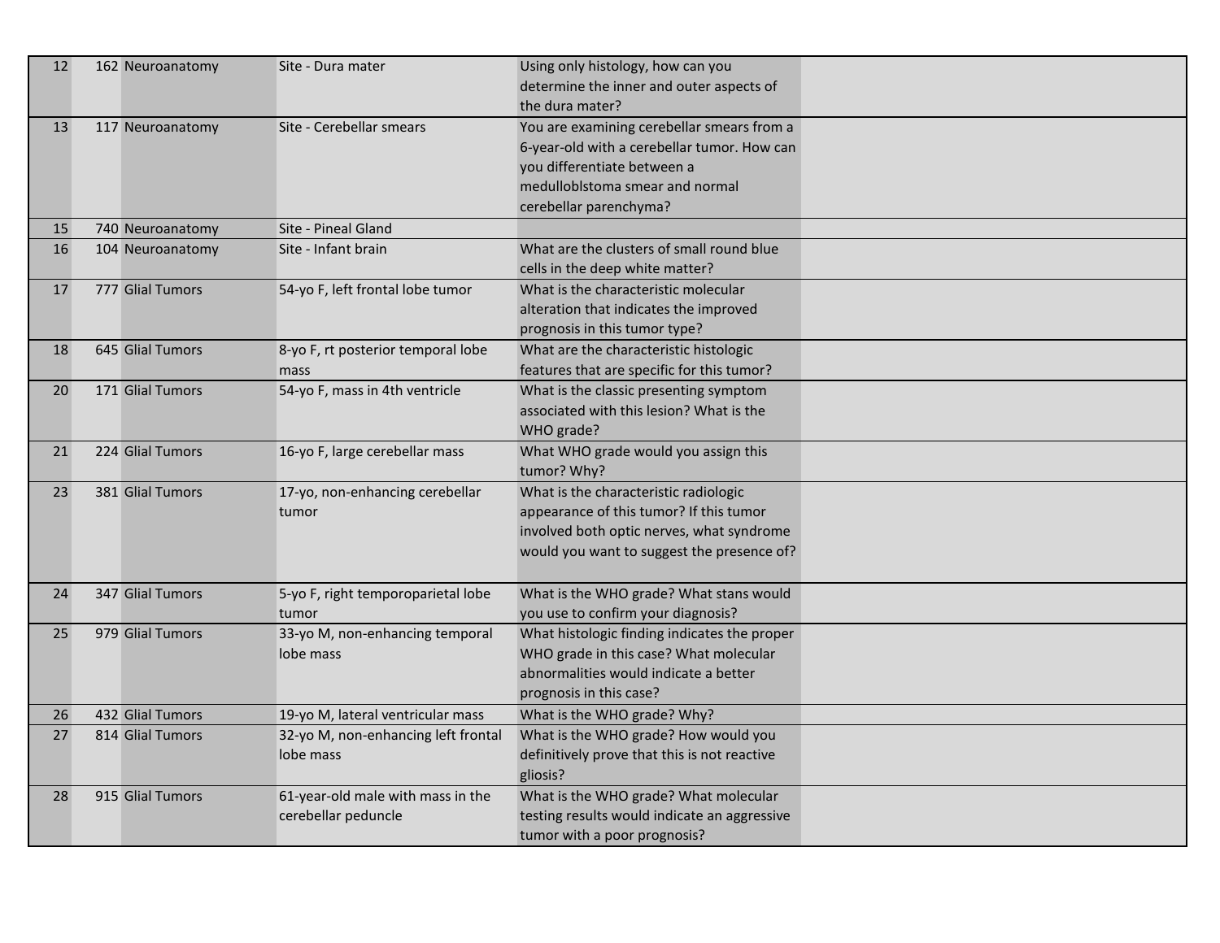| | | | | | |
|---|---|---|---|---|---|
| 12 | 162 | Neuroanatomy | Site - Dura mater | Using only histology, how can you determine the inner and outer aspects of the dura mater? | |
| 13 | 117 | Neuroanatomy | Site - Cerebellar smears | You are examining cerebellar smears from a 6-year-old with a cerebellar tumor. How can you differentiate between a medulloblstoma smear and normal cerebellar parenchyma? | |
| 15 | 740 | Neuroanatomy | Site - Pineal Gland | | |
| 16 | 104 | Neuroanatomy | Site - Infant brain | What are the clusters of small round blue cells in the deep white matter? | |
| 17 | 777 | Glial Tumors | 54-yo F, left frontal lobe tumor | What is the characteristic molecular alteration that indicates the improved prognosis in this tumor type? | |
| 18 | 645 | Glial Tumors | 8-yo F, rt posterior temporal lobe mass | What are the characteristic histologic features that are specific for this tumor? | |
| 20 | 171 | Glial Tumors | 54-yo F, mass in 4th ventricle | What is the classic presenting symptom associated with this lesion? What is the WHO grade? | |
| 21 | 224 | Glial Tumors | 16-yo F, large cerebellar mass | What WHO grade would you assign this tumor? Why? | |
| 23 | 381 | Glial Tumors | 17-yo, non-enhancing cerebellar tumor | What is the characteristic radiologic appearance of this tumor? If this tumor involved both optic nerves, what syndrome would you want to suggest the presence of? | |
| 24 | 347 | Glial Tumors | 5-yo F, right temporoparietal lobe tumor | What is the WHO grade? What stans would you use to confirm your diagnosis? | |
| 25 | 979 | Glial Tumors | 33-yo M, non-enhancing temporal lobe mass | What histologic finding indicates the proper WHO grade in this case? What molecular abnormalities would indicate a better prognosis in this case? | |
| 26 | 432 | Glial Tumors | 19-yo M, lateral ventricular mass | What is the WHO grade? Why? | |
| 27 | 814 | Glial Tumors | 32-yo M, non-enhancing left frontal lobe mass | What is the WHO grade? How would you definitively prove that this is not reactive gliosis? | |
| 28 | 915 | Glial Tumors | 61-year-old male with mass in the cerebellar peduncle | What is the WHO grade? What molecular testing results would indicate an aggressive tumor with a poor prognosis? | |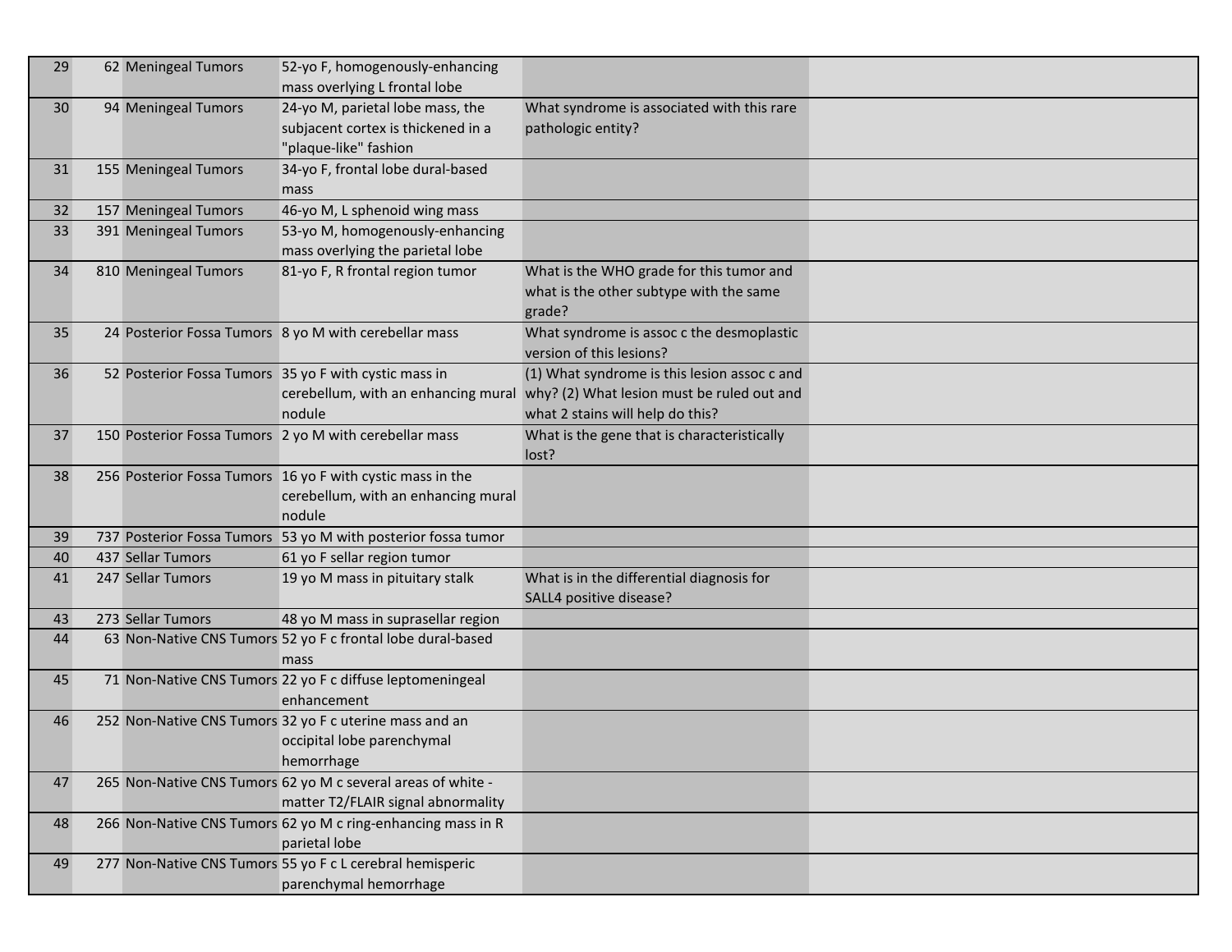| | | | | | |
|---|---|---|---|---|---|
| 29 | 62 | Meningeal Tumors | 52-yo F, homogenously-enhancing mass overlying L frontal lobe | | |
| 30 | 94 | Meningeal Tumors | 24-yo M, parietal lobe mass, the subjacent cortex is thickened in a "plaque-like" fashion | What syndrome is associated with this rare pathologic entity? | |
| 31 | 155 | Meningeal Tumors | 34-yo F, frontal lobe dural-based mass | | |
| 32 | 157 | Meningeal Tumors | 46-yo M, L sphenoid wing mass | | |
| 33 | 391 | Meningeal Tumors | 53-yo M, homogenously-enhancing mass overlying the parietal lobe | | |
| 34 | 810 | Meningeal Tumors | 81-yo F, R frontal region tumor | What is the WHO grade for this tumor and what is the other subtype with the same grade? | |
| 35 | 24 | Posterior Fossa Tumors | 8 yo M with cerebellar mass | What syndrome is assoc c the desmoplastic version of this lesions? | |
| 36 | 52 | Posterior Fossa Tumors | 35 yo F with cystic mass in cerebellum, with an enhancing mural nodule | (1) What syndrome is this lesion assoc c and why? (2) What lesion must be ruled out and what 2 stains will help do this? | |
| 37 | 150 | Posterior Fossa Tumors | 2 yo M with cerebellar mass | What is the gene that is characteristically lost? | |
| 38 | 256 | Posterior Fossa Tumors | 16 yo F with cystic mass in the cerebellum, with an enhancing mural nodule | | |
| 39 | 737 | Posterior Fossa Tumors | 53 yo M with posterior fossa tumor | | |
| 40 | 437 | Sellar Tumors | 61 yo F sellar region tumor | | |
| 41 | 247 | Sellar Tumors | 19 yo M mass in pituitary stalk | What is in the differential diagnosis for SALL4 positive disease? | |
| 43 | 273 | Sellar Tumors | 48 yo M mass in suprasellar region | | |
| 44 | 63 | Non-Native CNS Tumors | 52 yo F c frontal lobe dural-based mass | | |
| 45 | 71 | Non-Native CNS Tumors | 22 yo F c diffuse leptomeningeal enhancement | | |
| 46 | 252 | Non-Native CNS Tumors | 32 yo F c uterine mass and an occipital lobe parenchymal hemorrhage | | |
| 47 | 265 | Non-Native CNS Tumors | 62 yo M c several areas of white - matter T2/FLAIR signal abnormality | | |
| 48 | 266 | Non-Native CNS Tumors | 62 yo M c ring-enhancing mass in R parietal lobe | | |
| 49 | 277 | Non-Native CNS Tumors | 55 yo F c L cerebral hemisperic parenchymal hemorrhage | | |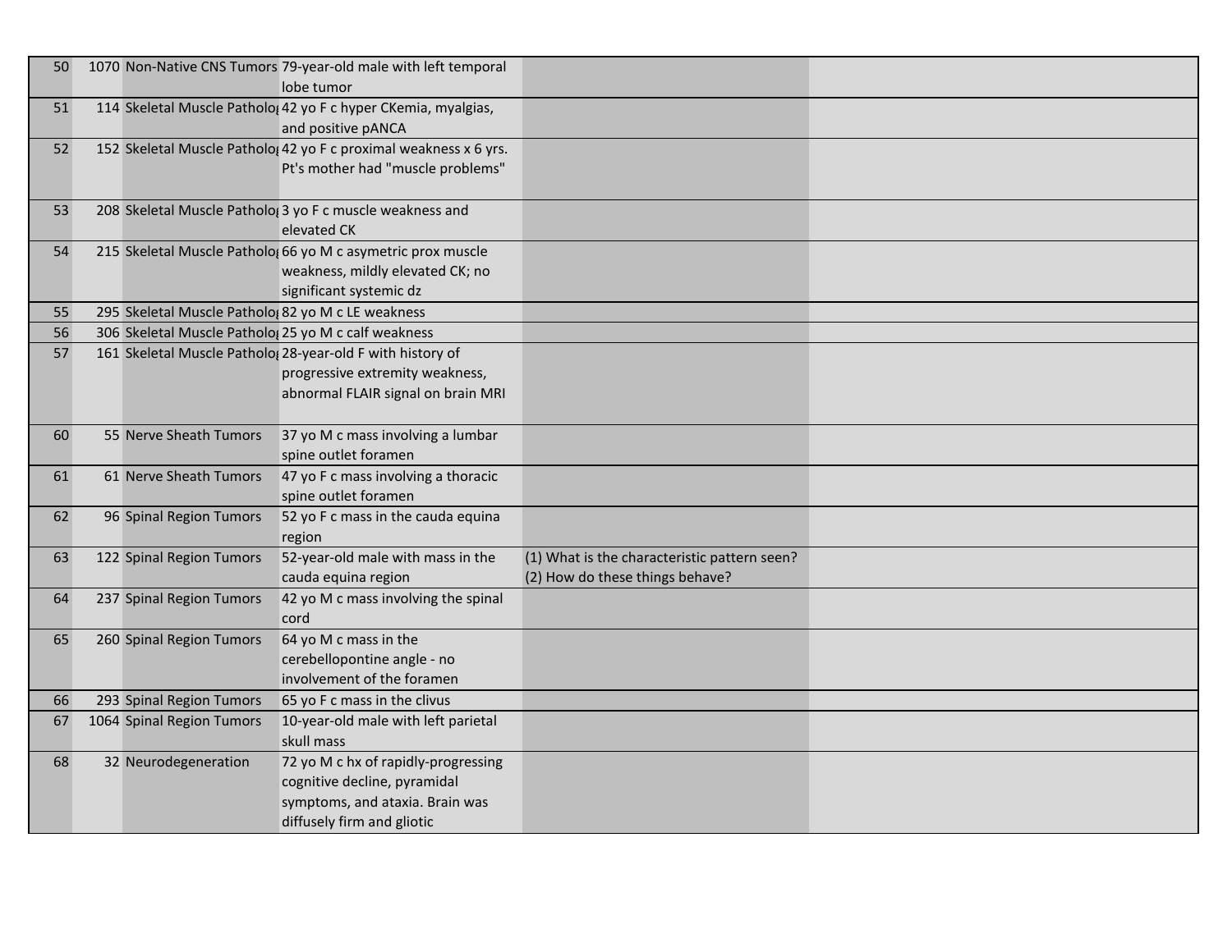| | | | | | |
|---|---|---|---|---|---|
| 50 | 1070 | Non-Native CNS Tumors | 79-year-old male with left temporal lobe tumor | | |
| 51 | 114 | Skeletal Muscle Patholo | 42 yo F c hyper CKemia, myalgias, and positive pANCA | | |
| 52 | 152 | Skeletal Muscle Patholo | 42 yo F c proximal weakness x 6 yrs. Pt's mother had "muscle problems" | | |
| 53 | 208 | Skeletal Muscle Patholo | 3 yo F c muscle weakness and elevated CK | | |
| 54 | 215 | Skeletal Muscle Patholo | 66 yo M c asymetric prox muscle weakness, mildly elevated CK; no significant systemic dz | | |
| 55 | 295 | Skeletal Muscle Patholo | 82 yo M c LE weakness | | |
| 56 | 306 | Skeletal Muscle Patholo | 25 yo M c calf weakness | | |
| 57 | 161 | Skeletal Muscle Patholo | 28-year-old F with history of progressive extremity weakness, abnormal FLAIR signal on brain MRI | | |
| 60 | 55 | Nerve Sheath Tumors | 37 yo M c mass involving a lumbar spine outlet foramen | | |
| 61 | 61 | Nerve Sheath Tumors | 47 yo F c mass involving a thoracic spine outlet foramen | | |
| 62 | 96 | Spinal Region Tumors | 52 yo F c mass in the cauda equina region | | |
| 63 | 122 | Spinal Region Tumors | 52-year-old male with mass in the cauda equina region | (1) What is the characteristic pattern seen?<br>(2) How do these things behave? | |
| 64 | 237 | Spinal Region Tumors | 42 yo M c mass involving the spinal cord | | |
| 65 | 260 | Spinal Region Tumors | 64 yo M c mass in the cerebellopontine angle - no involvement of the foramen | | |
| 66 | 293 | Spinal Region Tumors | 65 yo F c mass in the clivus | | |
| 67 | 1064 | Spinal Region Tumors | 10-year-old male with left parietal skull mass | | |
| 68 | 32 | Neurodegeneration | 72 yo M c hx of rapidly-progressing cognitive decline, pyramidal symptoms, and ataxia. Brain was diffusely firm and gliotic | | |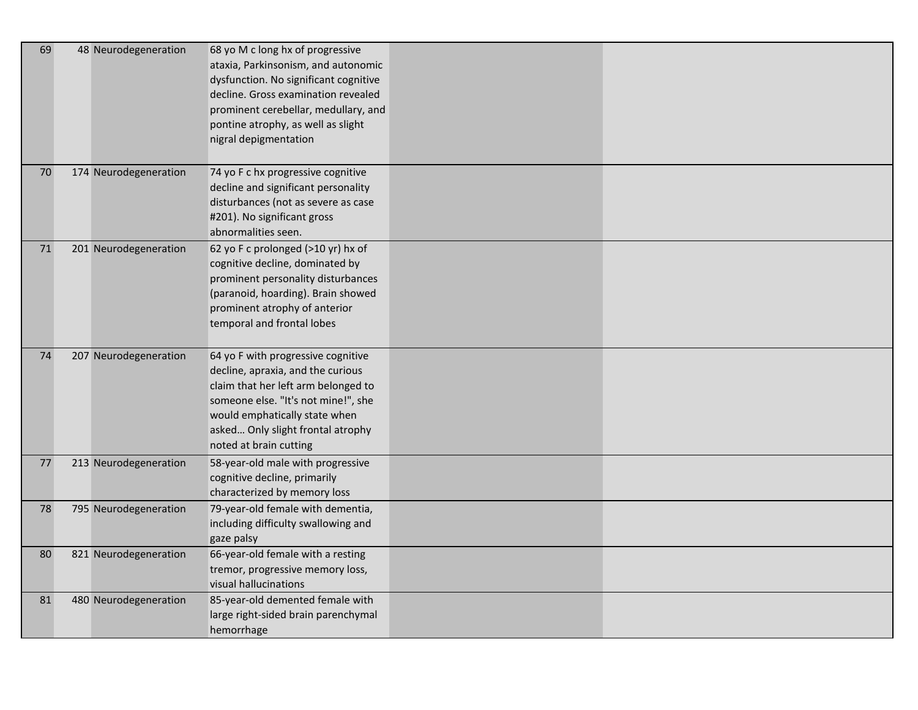| | | | | | |
|---|---|---|---|---|---|
| 69 | 48 | Neurodegeneration | 68 yo M c long hx of progressive ataxia, Parkinsonism, and autonomic dysfunction. No significant cognitive decline. Gross examination revealed prominent cerebellar, medullary, and pontine atrophy, as well as slight nigral depigmentation | | |
| 70 | 174 | Neurodegeneration | 74 yo F c hx progressive cognitive decline and significant personality disturbances (not as severe as case #201). No significant gross abnormalities seen. | | |
| 71 | 201 | Neurodegeneration | 62 yo F c prolonged (>10 yr) hx of cognitive decline, dominated by prominent personality disturbances (paranoid, hoarding). Brain showed prominent atrophy of anterior temporal and frontal lobes | | |
| 74 | 207 | Neurodegeneration | 64 yo F with progressive cognitive decline, apraxia, and the curious claim that her left arm belonged to someone else. "It's not mine!", she would emphatically state when asked… Only slight frontal atrophy noted at brain cutting | | |
| 77 | 213 | Neurodegeneration | 58-year-old male with progressive cognitive decline, primarily characterized by memory loss | | |
| 78 | 795 | Neurodegeneration | 79-year-old female with dementia, including difficulty swallowing and gaze palsy | | |
| 80 | 821 | Neurodegeneration | 66-year-old female with a resting tremor, progressive memory loss, visual hallucinations | | |
| 81 | 480 | Neurodegeneration | 85-year-old demented female with large right-sided brain parenchymal hemorrhage | | |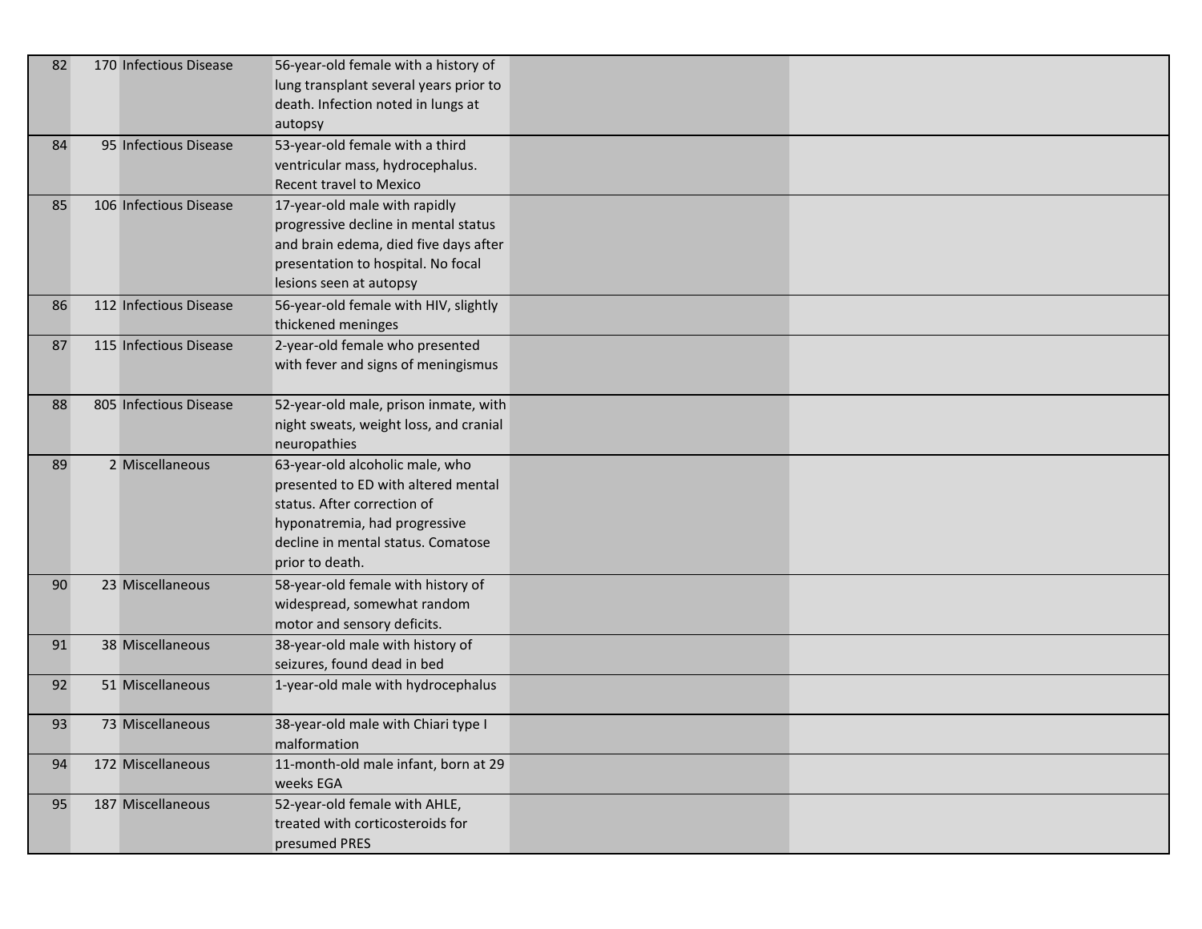| | | | | | |
|---|---|---|---|---|---|
| 82 | 170 | Infectious Disease | 56-year-old female with a history of lung transplant several years prior to death. Infection noted in lungs at autopsy | | |
| 84 | 95 | Infectious Disease | 53-year-old female with a third ventricular mass, hydrocephalus. Recent travel to Mexico | | |
| 85 | 106 | Infectious Disease | 17-year-old male with rapidly progressive decline in mental status and brain edema, died five days after presentation to hospital. No focal lesions seen at autopsy | | |
| 86 | 112 | Infectious Disease | 56-year-old female with HIV, slightly thickened meninges | | |
| 87 | 115 | Infectious Disease | 2-year-old female who presented with fever and signs of meningismus | | |
| 88 | 805 | Infectious Disease | 52-year-old male, prison inmate, with night sweats, weight loss, and cranial neuropathies | | |
| 89 | 2 | Miscellaneous | 63-year-old alcoholic male, who presented to ED with altered mental status. After correction of hyponatremia, had progressive decline in mental status. Comatose prior to death. | | |
| 90 | 23 | Miscellaneous | 58-year-old female with history of widespread, somewhat random motor and sensory deficits. | | |
| 91 | 38 | Miscellaneous | 38-year-old male with history of seizures, found dead in bed | | |
| 92 | 51 | Miscellaneous | 1-year-old male with hydrocephalus | | |
| 93 | 73 | Miscellaneous | 38-year-old male with Chiari type I malformation | | |
| 94 | 172 | Miscellaneous | 11-month-old male infant, born at 29 weeks EGA | | |
| 95 | 187 | Miscellaneous | 52-year-old female with AHLE, treated with corticosteroids for presumed PRES | | |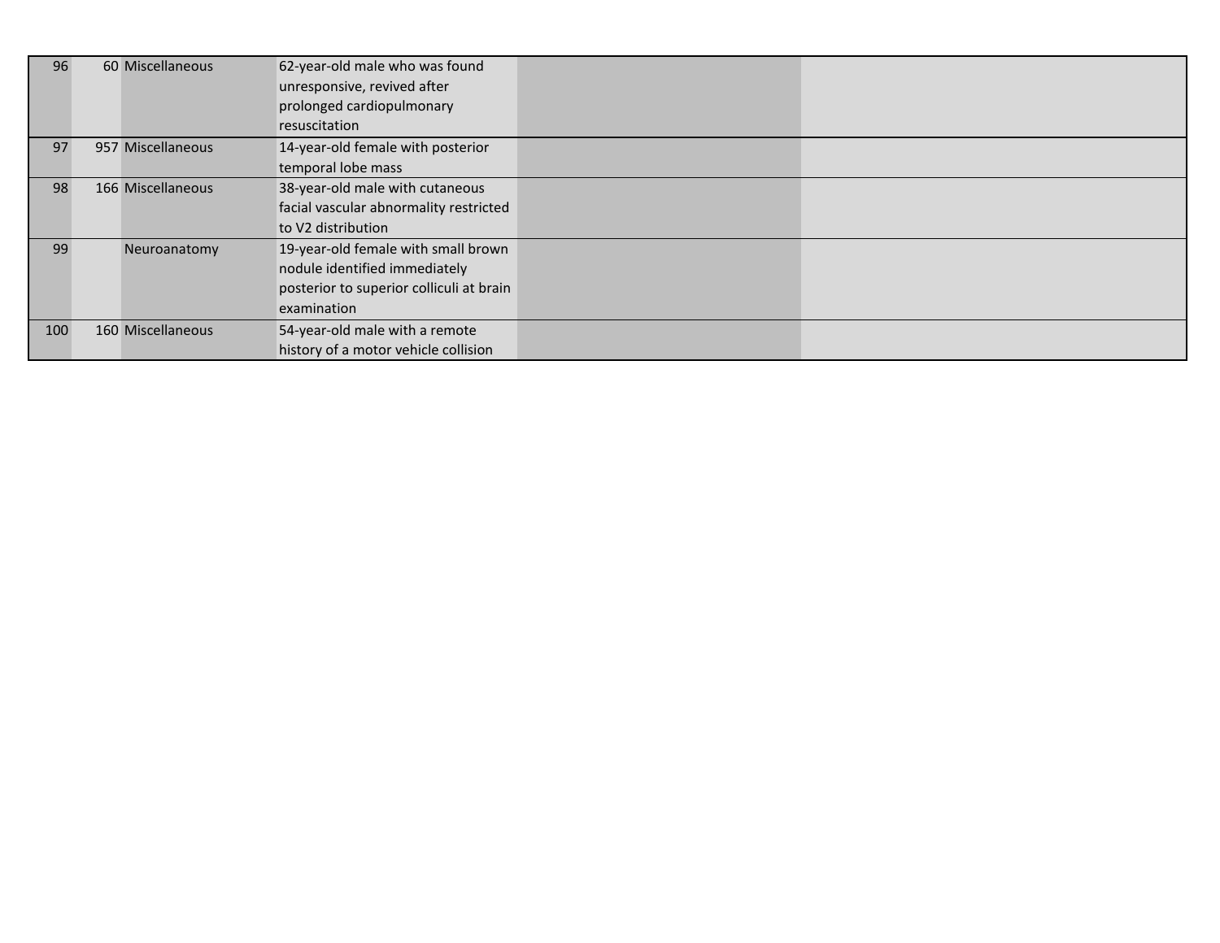| | | | | | |
|---|---|---|---|---|---|
| 96 | 60 | Miscellaneous | 62-year-old male who was found unresponsive, revived after prolonged cardiopulmonary resuscitation | | |
| 97 | 957 | Miscellaneous | 14-year-old female with posterior temporal lobe mass | | |
| 98 | 166 | Miscellaneous | 38-year-old male with cutaneous facial vascular abnormality restricted to V2 distribution | | |
| 99 | | Neuroanatomy | 19-year-old female with small brown nodule identified immediately posterior to superior colliculi at brain examination | | |
| 100 | 160 | Miscellaneous | 54-year-old male with a remote history of a motor vehicle collision | | |